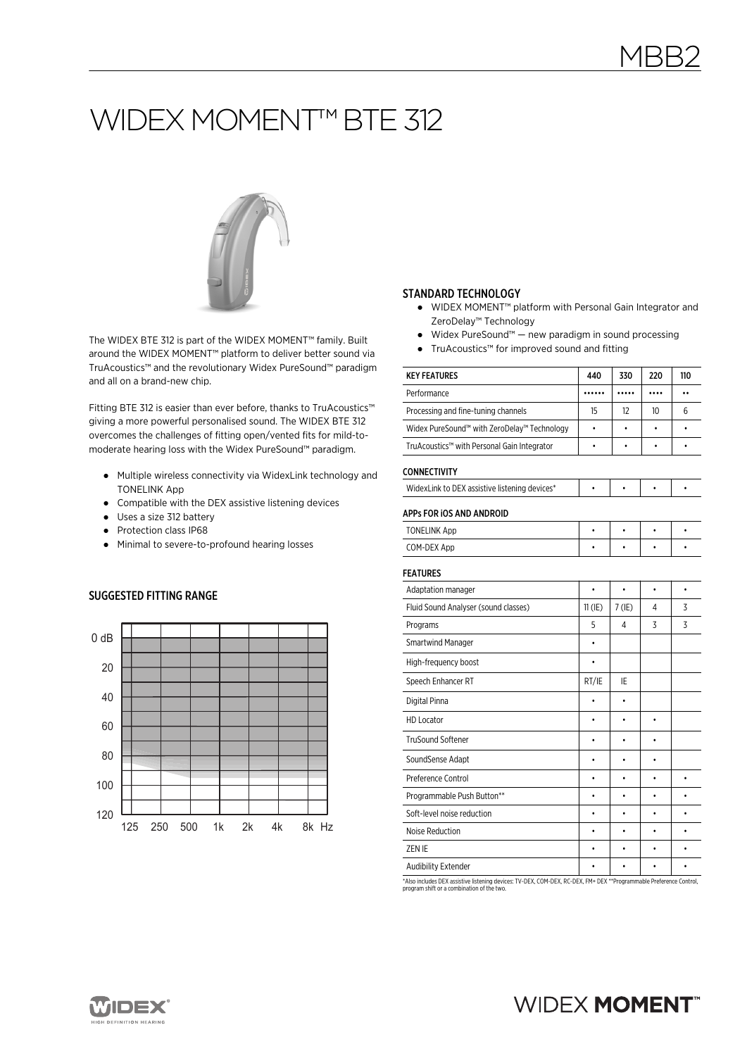MBB2

# WIDEX MOMENT™ BTE 312

The WIDEX BTE 312 is part of the WIDEX MOMENT™ family. Built around the WIDEX MOMENT™ platform to deliver better sound via TruAcoustics™ and the revolutionary Widex PureSound™ paradigm and all on a brand-new chip.

Fitting BTE 312 is easier than ever before, thanks to TruAcoustics™ giving a more powerful personalised sound. The WIDEX BTE 312 overcomes the challenges of fitting open/vented fits for mild-to-moderate hearing loss with the Widex PureSound™ paradigm.

- Multiple wireless connectivity via WidexLink technology and TONELINK App
- Compatible with the DEX assistive listening devices
- Uses a size 312 battery
- Protection class IP68
- Minimal to severe-to-profound hearing losses

## SUGGESTED FITTING RANGE

0 dB, 20, 40, 60, 80, 100, 120

125, 250, 500, 1k, 2k, 4k, 8k Hz

## STANDARD TECHNOLOGY

- WIDEX MOMENT™ platform with Personal Gain Integrator and ZeroDelay™ Technology
- Widex PureSound™ — new paradigm in sound processing
- TruAcoustics™ for improved sound and fitting

| KEY FEATURES | 440 | 330 | 220 | 110 |
|---|---|---|---|---|
| Performance | •••••• | ••••• | •••• | •• |
| Processing and fine-tuning channels | 15 | 12 | 10 | 6 |
| Widex PureSound™ with ZeroDelay™ Technology | • | • | • | • |
| TruAcoustics™ with Personal Gain Integrator | • | • | • | • |
| **CONNECTIVITY** | | | | |
| WidexLink to DEX assistive listening devices* | • | • | • | • |
| **APPs FOR iOS AND ANDROID** | | | | |
| TONELINK App | • | • | • | • |
| COM-DEX App | • | • | • | • |
| **FEATURES** | | | | |
| Adaptation manager | • | • | • | • |
| Fluid Sound Analyser (sound classes) | 11 (IE) | 7 (IE) | 4 | 3 |
| Programs | 5 | 4 | 3 | 3 |
| Smartwind Manager | • | | | |
| High-frequency boost | • | | | |
| Speech Enhancer RT | RT/IE | IE | | |
| Digital Pinna | • | • | | |
| HD Locator | • | • | • | |
| TruSound Softener | • | • | • | |
| SoundSense Adapt | • | • | • | |
| Preference Control | • | • | • | • |
| Programmable Push Button** | • | • | • | • |
| Soft-level noise reduction | • | • | • | • |
| Noise Reduction | • | • | • | • |
| ZEN IE | • | • | • | • |
| Audibility Extender | • | • | • | • |

*Also includes DEX assistive listening devices: TV-DEX, COM-DEX, RC-DEX, FM+ DEX **Programmable Preference Control, program shift or a combination of the two.

WIDEX HIGH DEFINITION HEARING

WIDEX **MOMENT**™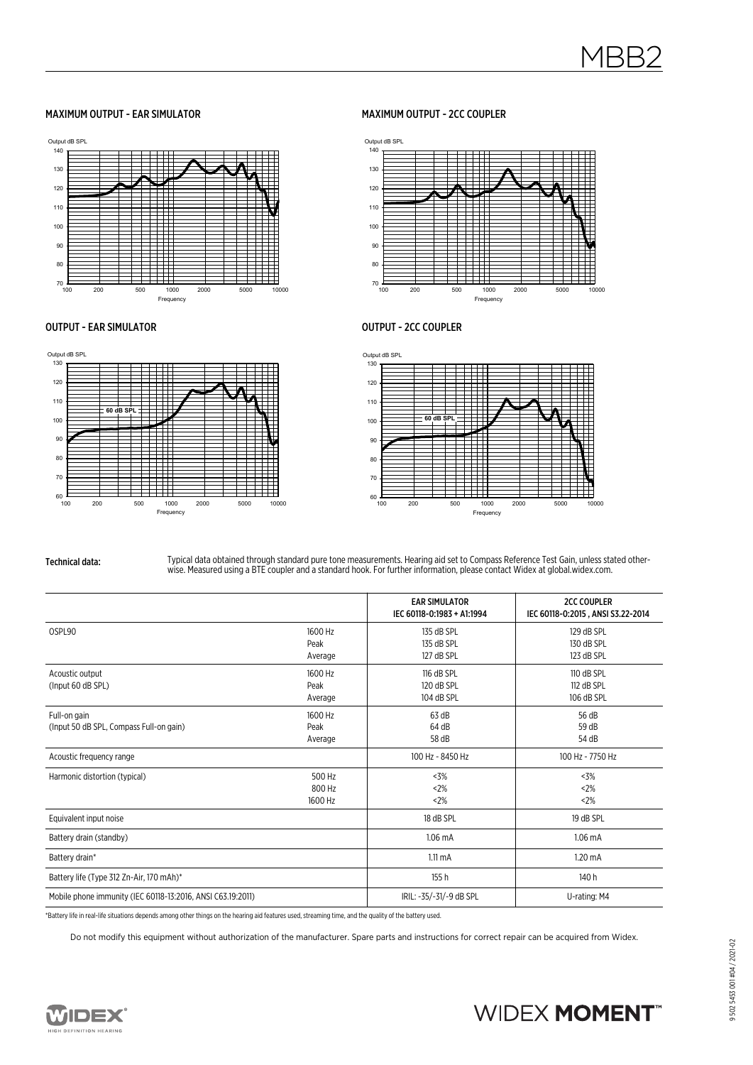# MBB2

## MAXIMUM OUTPUT - EAR SIMULATOR

Output dB SPL
140
130
120
110
100
90
80
70
100 200 500 1000 2000 5000 10000
Frequency

## MAXIMUM OUTPUT - 2CC COUPLER

Output dB SPL
140
130
120
110
100
90
80
70
100 200 500 1000 2000 5000 10000
Frequency

## OUTPUT - EAR SIMULATOR

Output dB SPL
130
120
110
100
90
80
70
60
60 dB SPL
100 200 500 1000 2000 5000 10000
Frequency

## OUTPUT - 2CC COUPLER

Output dB SPL
130
120
110
100
90
80
70
60
60 dB SPL
100 200 500 1000 2000 5000 10000
Frequency

**Technical data:**

Typical data obtained through standard pure tone measurements. Hearing aid set to Compass Reference Test Gain, unless stated otherwise. Measured using a BTE coupler and a standard hook. For further information, please contact Widex at global.widex.com.

| | | EAR SIMULATOR IEC 60118-0:1983 + A1:1994 | 2CC COUPLER IEC 60118-0:2015 , ANSI S3.22-2014 |
|---|---|---|---|
| OSPL90 | 1600 Hz<br>Peak<br>Average | 135 dB SPL<br>135 dB SPL<br>127 dB SPL | 129 dB SPL<br>130 dB SPL<br>123 dB SPL |
| Acoustic output<br>(Input 60 dB SPL) | 1600 Hz<br>Peak<br>Average | 116 dB SPL<br>120 dB SPL<br>104 dB SPL | 110 dB SPL<br>112 dB SPL<br>106 dB SPL |
| Full-on gain<br>(Input 50 dB SPL, Compass Full-on gain) | 1600 Hz<br>Peak<br>Average | 63 dB<br>64 dB<br>58 dB | 56 dB<br>59 dB<br>54 dB |
| Acoustic frequency range | | 100 Hz - 8450 Hz | 100 Hz - 7750 Hz |
| Harmonic distortion (typical) | 500 Hz<br>800 Hz<br>1600 Hz | <3%<br><2%<br><2% | <3%<br><2%<br><2% |
| Equivalent input noise | | 18 dB SPL | 19 dB SPL |
| Battery drain (standby) | | 1.06 mA | 1.06 mA |
| Battery drain* | | 1.11 mA | 1.20 mA |
| Battery life (Type 312 Zn-Air, 170 mAh)* | | 155 h | 140 h |
| Mobile phone immunity (IEC 60118-13:2016, ANSI C63.19:2011) | | IRIL: -35/-31/-9 dB SPL | U-rating: M4 |

*Battery life in real-life situations depends among other things on the hearing aid features used, streaming time, and the quality of the battery used.

Do not modify this equipment without authorization of the manufacturer. Spare parts and instructions for correct repair can be acquired from Widex.

WIDEX HIGH DEFINITION HEARING

WIDEX **MOMENT**™

9 502 5453 001 #04 / 2021-02